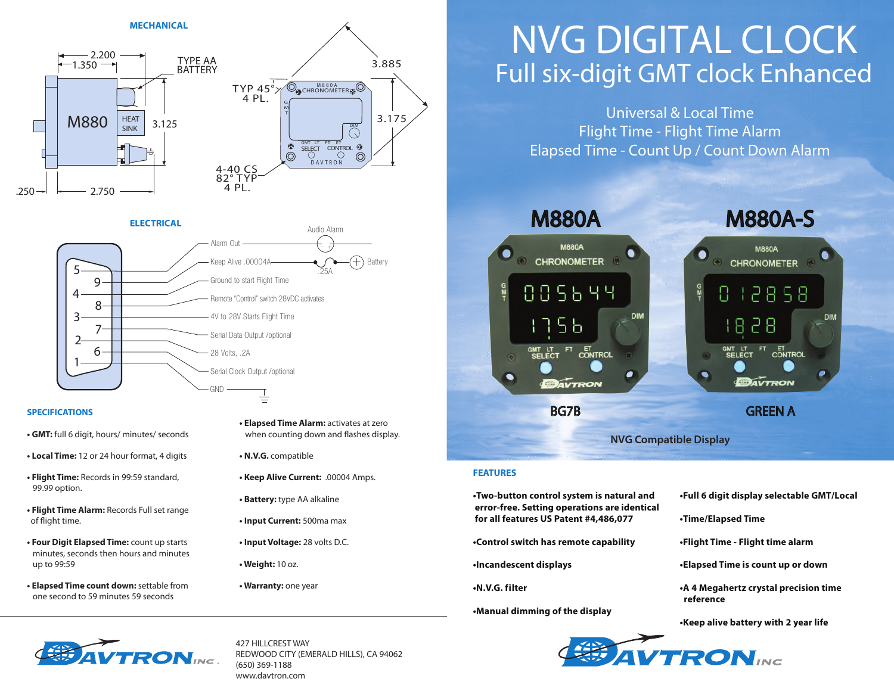# NVG DIGITAL CLOCK

## Full six-digit GMT clock Enhanced

Universal & Local Time
Flight Time - Flight Time Alarm
Elapsed Time - Count Up / Count Down Alarm

**M880A** — BG7B

**M880A-S** — GREEN A

NVG Compatible Display

## MECHANICAL

2.200, 1.350, TYPE AA BATTERY, M880, HEAT SINK, 3.125, .250, 2.750

TYP 45° 4 PL., 3.885, 3.175, 4-40 CS 82° TYP 4 PL.

## ELECTRICAL

- 5 — Alarm Out — Audio Alarm
- 9 — Keep Alive .00004A — .25A — Battery
- 4 — Ground to start Flight Time
- 8 — Remote "Control" switch 28VDC activates
- 3 — 4V to 28V Starts Flight Time
- 7 — Serial Data Output /optional
- 2 — 28 Volts, .2A
- 6 — Serial Clock Output /optional
- 1 — GND

## SPECIFICATIONS

- **GMT:** full 6 digit, hours/ minutes/ seconds
- **Local Time:** 12 or 24 hour format, 4 digits
- **Flight Time:** Records in 99:59 standard, 99.99 option.
- **Flight Time Alarm:** Records Full set range of flight time.
- **Four Digit Elapsed Time:** count up starts minutes, seconds then hours and minutes up to 99:59
- **Elapsed Time count down:** settable from one second to 59 minutes 59 seconds
- **Elapsed Time Alarm:** activates at zero when counting down and flashes display.
- **N.V.G.** compatible
- **Keep Alive Current:** .00004 Amps.
- **Battery:** type AA alkaline
- **Input Current:** 500ma max
- **Input Voltage:** 28 volts D.C.
- **Weight:** 10 oz.
- **Warranty:** one year

## FEATURES

- **Two-button control system is natural and error-free. Setting operations are identical for all features US Patent #4,486,077**
- **Control switch has remote capability**
- **Incandescent displays**
- **N.V.G. filter**
- **Manual dimming of the display**
- **Full 6 digit display selectable GMT/Local**
- **Time/Elapsed Time**
- **Flight Time - Flight time alarm**
- **Elapsed Time is count up or down**
- **A 4 Megahertz crystal precision time reference**
- **Keep alive battery with 2 year life**

DAVTRON INC.

427 HILLCREST WAY
REDWOOD CITY (EMERALD HILLS), CA 94062
(650) 369-1188
www.davtron.com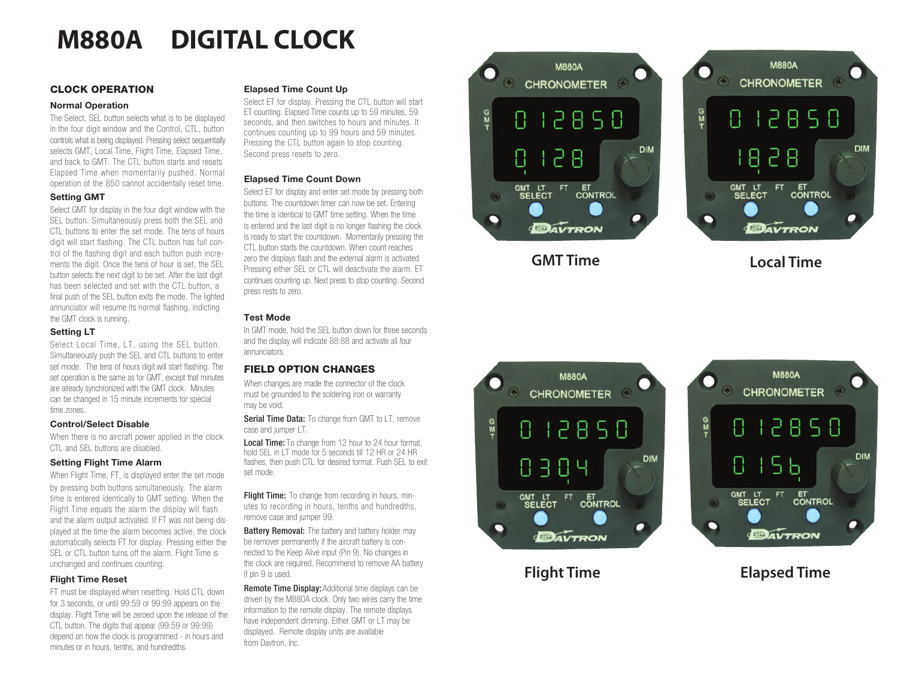# M880A DIGITAL CLOCK

## CLOCK OPERATION

### Normal Operation

The Select, SEL button selects what is to be displayed in the four digit window and the Control, CTL, button controls what is being displayed. Pressing select sequentially selects GMT, Local Time, Flight Time, Elapsed Time, and back to GMT. The CTL button starts and resets Elapsed Time when momentarily pushed. Normal operation of the 850 cannot accidentally reset time.

### Setting GMT

Select GMT for display in the four digit window with the SEL button. Simultaneously press both the SEL and CTL buttons to enter the set mode. The tens of hours digit will start flashing. The CTL button has full control of the flashing digit and each button push increments the digit. Once the tens of hour is set, the SEL button selects the next digit to be set. After the last digit has been selected and set with the CTL button, a final push of the SEL button exits the mode. The lighted annunciator will resume its normal flashing, indicting the GMT clock is running.

### Setting LT

Select Local Time, LT, using the SEL button. Simultaneously push the SEL and CTL buttons to enter set mode. The tens of hours digit will start flashing. The set operation is the same as for GMT, except that minutes are already synchronized with the GMT clock. Minutes can be changed in 15 minute increments for special time zones.

### Control/Select Disable

When there is no aircraft power applied in the clock CTL and SEL buttons are disabled.

### Setting Flight Time Alarm

When Flight Time, FT, is displayed enter the set mode by pressing both buttons simultaneously. The alarm time is entered identically to GMT setting. When the Flight Time equals the alarm the display will flash and the alarm output activated. If FT was not being displayed at the time the alarm becomes active, the clock automatically selects FT for display. Pressing either the SEL or CTL button turns off the alarm. Flight Time is unchanged and continues counting.

### Flight Time Reset

FT must be displayed when resetting. Hold CTL down for 3 seconds, or until 99:59 or 99:99 appears on the display. Flight Time will be zeroed upon the release of the CTL button. The digits that appear (99:59 or 99:99) depend on how the clock is programmed - in hours and minutes or in hours, tenths, and hundredths.

### Elapsed Time Count Up

Select ET for display. Pressing the CTL button will start ET counting. Elapsed Time counts up to 59 minutes, 59 seconds, and then switches to hours and minutes. It continues counting up to 99 hours and 59 minutes. Pressing the CTL button again to stop counting. Second press resets to zero.

### Elapsed Time Count Down

Select ET for display and enter set mode by pressing both buttons. The countdown timer can now be set. Entering the time is identical to GMT time setting. When the time is entered and the last digit is no longer flashing the clock is ready to start the countdown. Momentarily pressing the CTL button starts the countdown. When count reaches zero the displays flash and the external alarm is activated Pressing either SEL or CTL will deactivate the alarm. ET continues counting up. Next press to stop counting. Second press rests to zero.

### Test Mode

In GMT mode, hold the SEL button down for three seconds and the display will indicate 88:88 and activate all four annunciators.

## FIELD OPTION CHANGES

When changes are made the connector of the clock must be grounded to the soldering iron or warranty may be void.

**Serial Time Data:** To change from GMT to LT, remove case and jumper LT.

**Local Time:** To change from 12 hour to 24 hour format, hold SEL in LT mode for 5 seconds till 12 HR or 24 HR flashes, then push CTL for desired format. Push SEL to exit set mode.

**Flight Time:** To change from recording in hours, minutes to recording in hours, tenths and hundredths, remove case and jumper 99.

**Battery Removal:** The battery and battery holder may be remover permanently if the aircraft battery is connected to the Keep Alive input (Pin 9). No changes in the clock are required. Recommend to remove AA battery if pin 9 is used.

**Remote Time Display:** Additional time displays can be driven by the M880A clock. Only two wires carry the time information to the remote display. The remote displays have independent dimming. Either GMT or LT may be displayed. Remote display units are available from Davtron, Inc.

M880A CHRONOMETER
GMT
0 12850
0 128
DIM
GMT LT FT ET
SELECT CONTROL
DAVTRON

GMT Time

M880A CHRONOMETER
GMT
0 12850
1828
DIM
GMT LT FT ET
SELECT CONTROL
DAVTRON

Local Time

M880A CHRONOMETER
GMT
0 12850
0304
DIM
GMT LT FT ET
SELECT CONTROL
DAVTRON

Flight Time

M880A CHRONOMETER
GMT
0 12850
0 156
DIM
GMT LT FT ET
SELECT CONTROL
DAVTRON

Elapsed Time